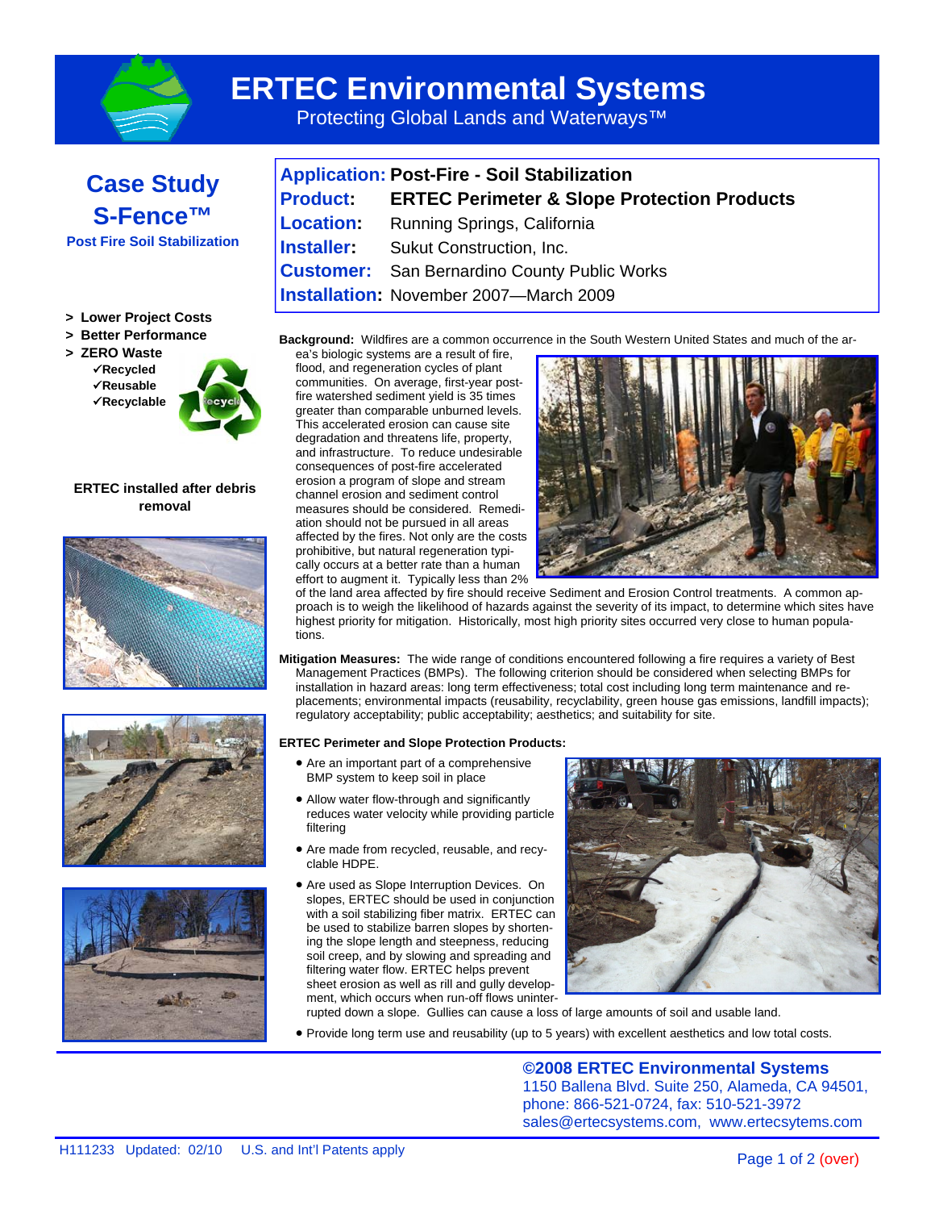# ERTEC Environmental Systems

Protecting Global Lands and Waterways™

## Case Study S-Fence™

**Post Fire Soil Stabilization**

| | |
|---|---|
| **Application:** | **Post-Fire - Soil Stabilization** |
| **Product:** | **ERTEC Perimeter & Slope Protection Products** |
| **Location:** | Running Springs, California |
| **Installer:** | Sukut Construction, Inc. |
| **Customer:** | San Bernardino County Public Works |
| **Installation:** | November 2007—March 2009 |

- **> Lower Project Costs**
- **> Better Performance**
- **> ZERO Waste**
  - **✓Recycled**
  - **✓Reusable**
  - **✓Recyclable**

**ERTEC installed after debris removal**

**Background:** Wildfires are a common occurrence in the South Western United States and much of the area's biologic systems are a result of fire, flood, and regeneration cycles of plant communities. On average, first-year post-fire watershed sediment yield is 35 times greater than comparable unburned levels. This accelerated erosion can cause site degradation and threatens life, property, and infrastructure. To reduce undesirable consequences of post-fire accelerated erosion a program of slope and stream channel erosion and sediment control measures should be considered. Remediation should not be pursued in all areas affected by the fires. Not only are the costs prohibitive, but natural regeneration typically occurs at a better rate than a human effort to augment it. Typically less than 2% of the land area affected by fire should receive Sediment and Erosion Control treatments. A common approach is to weigh the likelihood of hazards against the severity of its impact, to determine which sites have highest priority for mitigation. Historically, most high priority sites occurred very close to human populations.

**Mitigation Measures:** The wide range of conditions encountered following a fire requires a variety of Best Management Practices (BMPs). The following criterion should be considered when selecting BMPs for installation in hazard areas: long term effectiveness; total cost including long term maintenance and replacements; environmental impacts (reusability, recyclability, green house gas emissions, landfill impacts); regulatory acceptability; public acceptability; aesthetics; and suitability for site.

**ERTEC Perimeter and Slope Protection Products:**

- Are an important part of a comprehensive BMP system to keep soil in place
- Allow water flow-through and significantly reduces water velocity while providing particle filtering
- Are made from recycled, reusable, and recyclable HDPE.
- Are used as Slope Interruption Devices. On slopes, ERTEC should be used in conjunction with a soil stabilizing fiber matrix. ERTEC can be used to stabilize barren slopes by shortening the slope length and steepness, reducing soil creep, and by slowing and spreading and filtering water flow. ERTEC helps prevent sheet erosion as well as rill and gully development, which occurs when run-off flows uninterrupted down a slope. Gullies can cause a loss of large amounts of soil and usable land.
- Provide long term use and reusability (up to 5 years) with excellent aesthetics and low total costs.

**©2008 ERTEC Environmental Systems**
1150 Ballena Blvd. Suite 250, Alameda, CA 94501,
phone: 866-521-0724, fax: 510-521-3972
sales@ertecsystems.com, www.ertecsytems.com

H111233 Updated: 02/10 U.S. and Int'l Patents apply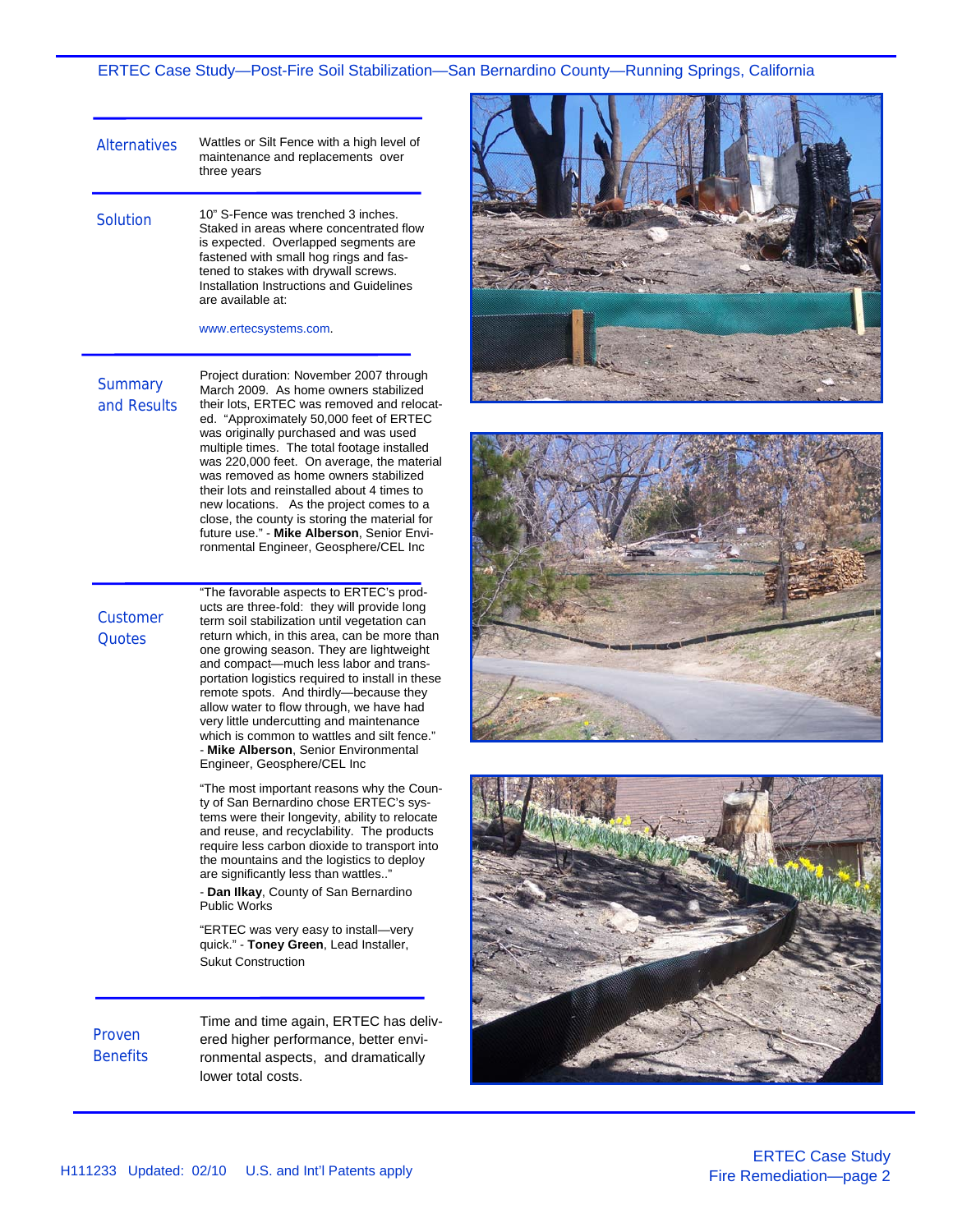ERTEC Case Study—Post-Fire Soil Stabilization—San Bernardino County—Running Springs, California

## Alternatives

Wattles or Silt Fence with a high level of maintenance and replacements over three years

## Solution

10" S-Fence was trenched 3 inches. Staked in areas where concentrated flow is expected. Overlapped segments are fastened with small hog rings and fastened to stakes with drywall screws. Installation Instructions and Guidelines are available at:

www.ertecsystems.com.

## Summary and Results

Project duration: November 2007 through March 2009. As home owners stabilized their lots, ERTEC was removed and relocated. "Approximately 50,000 feet of ERTEC was originally purchased and was used multiple times. The total footage installed was 220,000 feet. On average, the material was removed as home owners stabilized their lots and reinstalled about 4 times to new locations. As the project comes to a close, the county is storing the material for future use." - **Mike Alberson**, Senior Environmental Engineer, Geosphere/CEL Inc

## Customer Quotes

"The favorable aspects to ERTEC's products are three-fold: they will provide long term soil stabilization until vegetation can return which, in this area, can be more than one growing season. They are lightweight and compact—much less labor and transportation logistics required to install in these remote spots. And thirdly—because they allow water to flow through, we have had very little undercutting and maintenance which is common to wattles and silt fence." - **Mike Alberson**, Senior Environmental Engineer, Geosphere/CEL Inc

"The most important reasons why the County of San Bernardino chose ERTEC's systems were their longevity, ability to relocate and reuse, and recyclability. The products require less carbon dioxide to transport into the mountains and the logistics to deploy are significantly less than wattles.."

- **Dan Ilkay**, County of San Bernardino Public Works

"ERTEC was very easy to install—very quick." - **Toney Green**, Lead Installer, Sukut Construction

## Proven Benefits

Time and time again, ERTEC has delivered higher performance, better environmental aspects, and dramatically lower total costs.

H111233 Updated: 02/10 U.S. and Int'l Patents apply

ERTEC Case Study
Fire Remediation—page 2